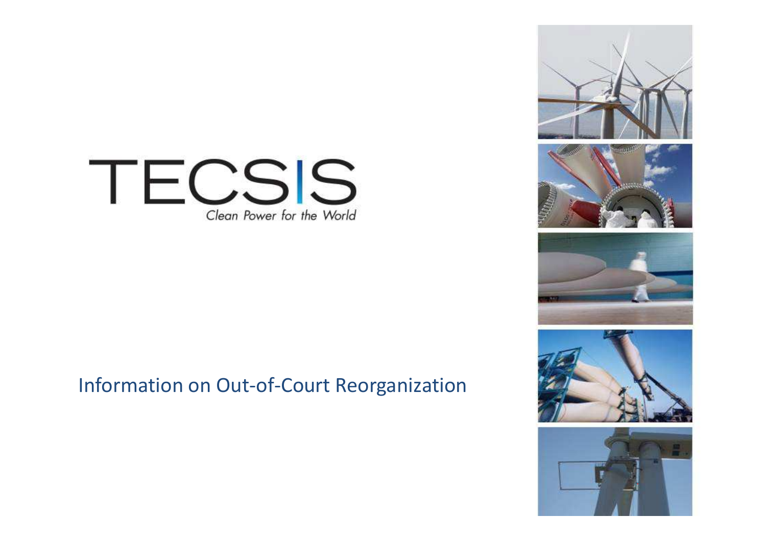# TECSIS

*Clean Power for the World*

## Information on Out-of-Court Reorganization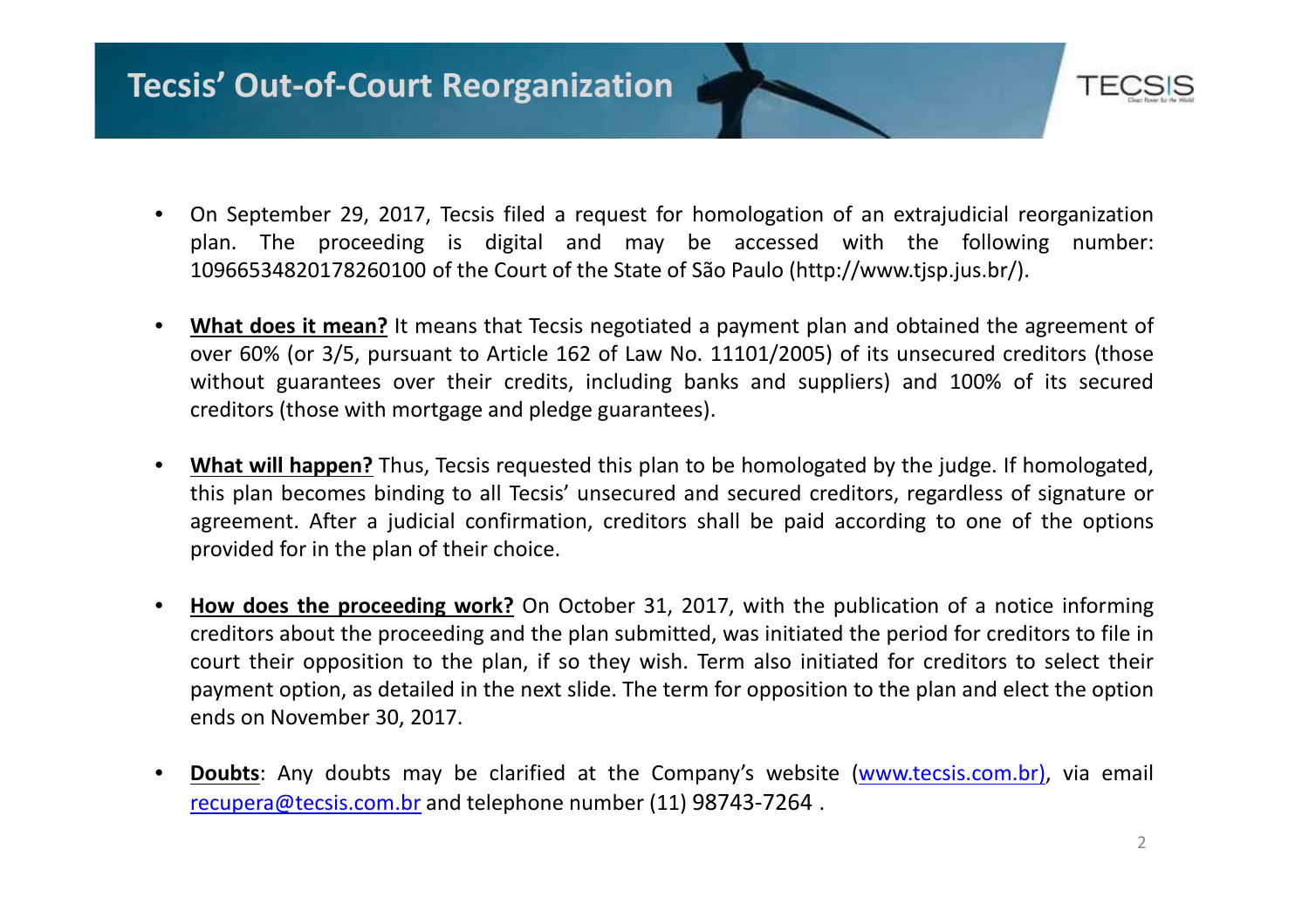# Tecsis' Out-of-Court Reorganization

- On September 29, 2017, Tecsis filed a request for homologation of an extrajudicial reorganization plan. The proceeding is digital and may be accessed with the following number: 10966534820178260100 of the Court of the State of São Paulo (http://www.tjsp.jus.br/).

- **What does it mean?** It means that Tecsis negotiated a payment plan and obtained the agreement of over 60% (or 3/5, pursuant to Article 162 of Law No. 11101/2005) of its unsecured creditors (those without guarantees over their credits, including banks and suppliers) and 100% of its secured creditors (those with mortgage and pledge guarantees).

- **What will happen?** Thus, Tecsis requested this plan to be homologated by the judge. If homologated, this plan becomes binding to all Tecsis' unsecured and secured creditors, regardless of signature or agreement. After a judicial confirmation, creditors shall be paid according to one of the options provided for in the plan of their choice.

- **How does the proceeding work?** On October 31, 2017, with the publication of a notice informing creditors about the proceeding and the plan submitted, was initiated the period for creditors to file in court their opposition to the plan, if so they wish. Term also initiated for creditors to select their payment option, as detailed in the next slide. The term for opposition to the plan and elect the option ends on November 30, 2017.

- **Doubts**: Any doubts may be clarified at the Company's website (www.tecsis.com.br), via email recupera@tecsis.com.br and telephone number (11) 98743-7264 .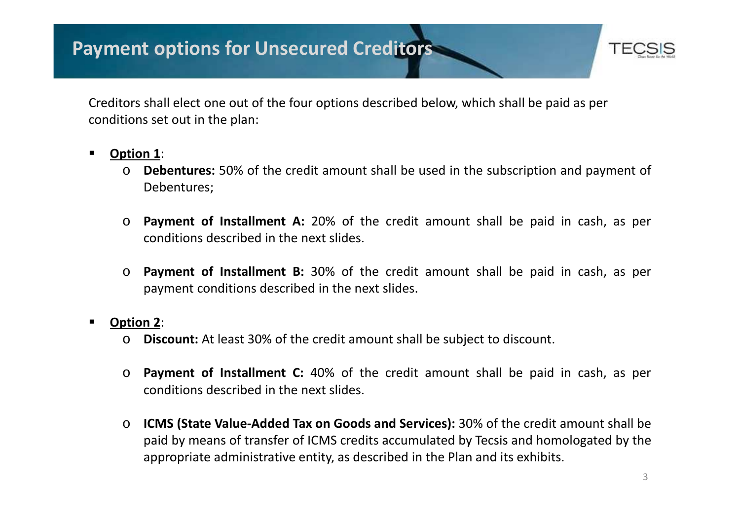# Payment options for Unsecured Creditors

Creditors shall elect one out of the four options described below, which shall be paid as per conditions set out in the plan:

- **Option 1**:
  - **Debentures:** 50% of the credit amount shall be used in the subscription and payment of Debentures;
  - **Payment of Installment A:** 20% of the credit amount shall be paid in cash, as per conditions described in the next slides.
  - **Payment of Installment B:** 30% of the credit amount shall be paid in cash, as per payment conditions described in the next slides.

- **Option 2**:
  - **Discount:** At least 30% of the credit amount shall be subject to discount.
  - **Payment of Installment C:** 40% of the credit amount shall be paid in cash, as per conditions described in the next slides.
  - **ICMS (State Value-Added Tax on Goods and Services):** 30% of the credit amount shall be paid by means of transfer of ICMS credits accumulated by Tecsis and homologated by the appropriate administrative entity, as described in the Plan and its exhibits.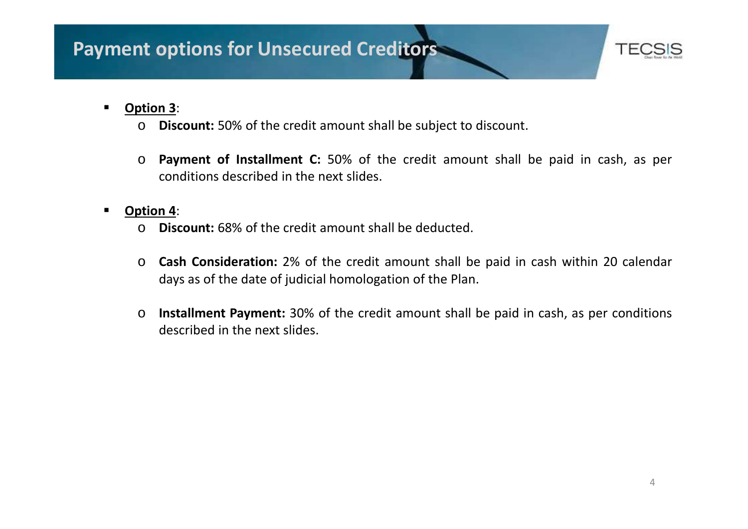## Payment options for Unsecured Creditors

- **Option 3**:
  - **Discount:** 50% of the credit amount shall be subject to discount.
  - **Payment of Installment C:** 50% of the credit amount shall be paid in cash, as per conditions described in the next slides.

- **Option 4**:
  - **Discount:** 68% of the credit amount shall be deducted.
  - **Cash Consideration:** 2% of the credit amount shall be paid in cash within 20 calendar days as of the date of judicial homologation of the Plan.
  - **Installment Payment:** 30% of the credit amount shall be paid in cash, as per conditions described in the next slides.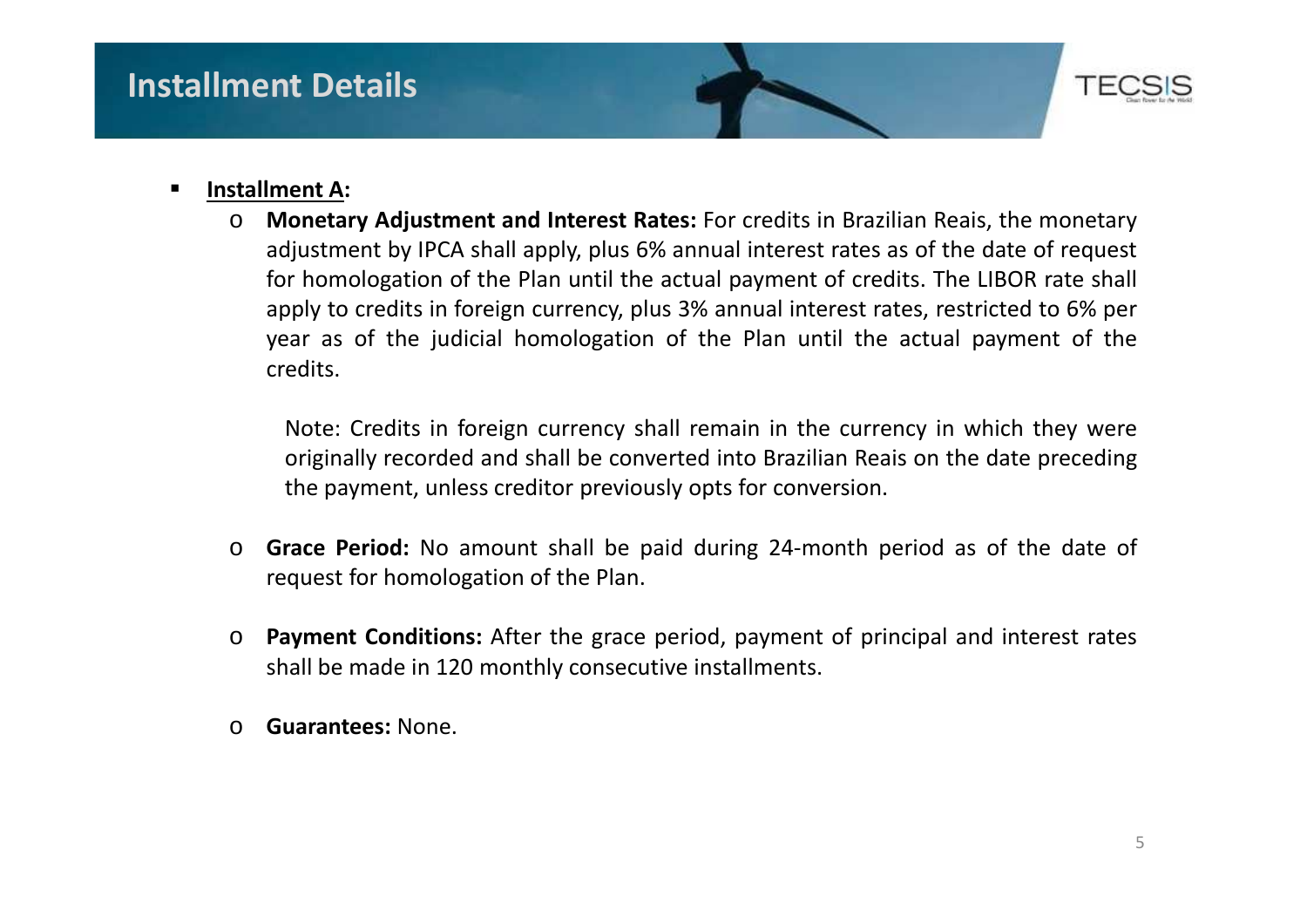# Installment Details

- **Installment A:**
  - **Monetary Adjustment and Interest Rates:** For credits in Brazilian Reais, the monetary adjustment by IPCA shall apply, plus 6% annual interest rates as of the date of request for homologation of the Plan until the actual payment of credits. The LIBOR rate shall apply to credits in foreign currency, plus 3% annual interest rates, restricted to 6% per year as of the judicial homologation of the Plan until the actual payment of the credits.

    Note: Credits in foreign currency shall remain in the currency in which they were originally recorded and shall be converted into Brazilian Reais on the date preceding the payment, unless creditor previously opts for conversion.

  - **Grace Period:** No amount shall be paid during 24-month period as of the date of request for homologation of the Plan.

  - **Payment Conditions:** After the grace period, payment of principal and interest rates shall be made in 120 monthly consecutive installments.

  - **Guarantees:** None.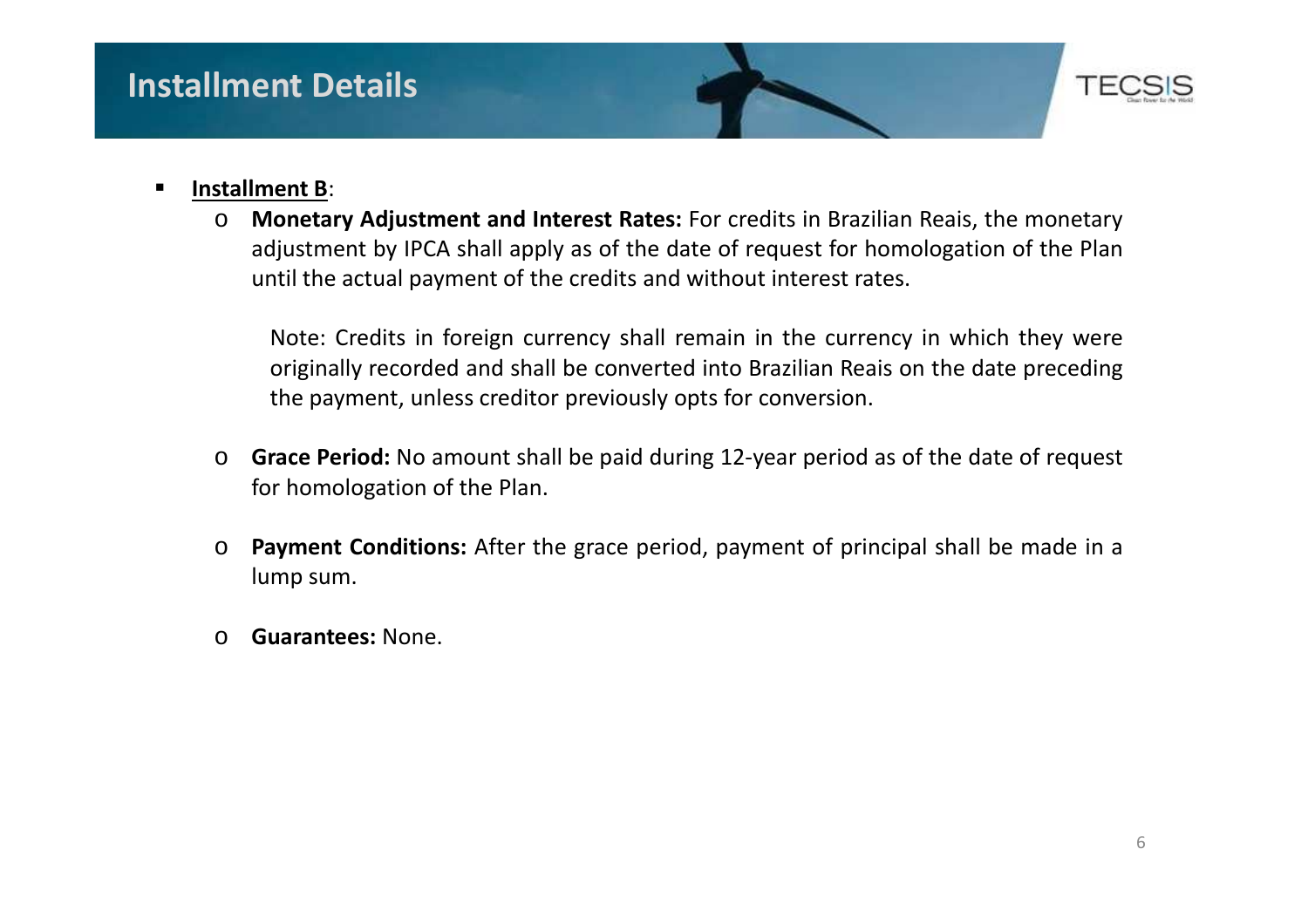# Installment Details

- **Installment B**:
  - **Monetary Adjustment and Interest Rates:** For credits in Brazilian Reais, the monetary adjustment by IPCA shall apply as of the date of request for homologation of the Plan until the actual payment of the credits and without interest rates.

    Note: Credits in foreign currency shall remain in the currency in which they were originally recorded and shall be converted into Brazilian Reais on the date preceding the payment, unless creditor previously opts for conversion.

  - **Grace Period:** No amount shall be paid during 12-year period as of the date of request for homologation of the Plan.

  - **Payment Conditions:** After the grace period, payment of principal shall be made in a lump sum.

  - **Guarantees:** None.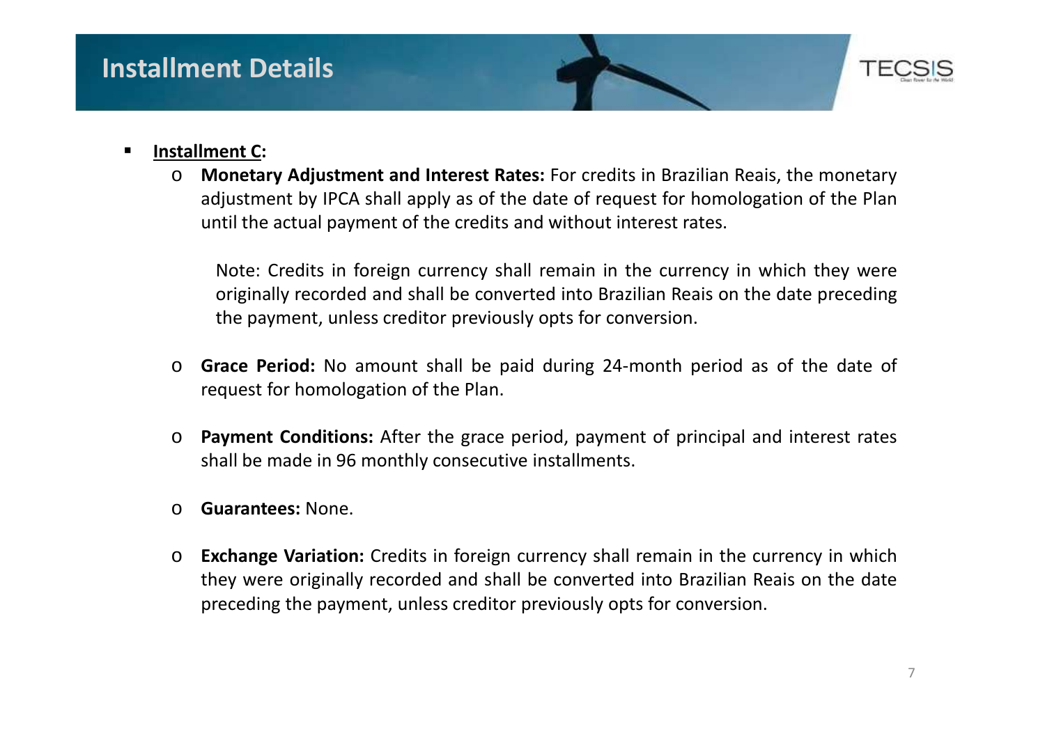# Installment Details

- <u>**Installment C:**</u>
  - **Monetary Adjustment and Interest Rates:** For credits in Brazilian Reais, the monetary adjustment by IPCA shall apply as of the date of request for homologation of the Plan until the actual payment of the credits and without interest rates.

    Note: Credits in foreign currency shall remain in the currency in which they were originally recorded and shall be converted into Brazilian Reais on the date preceding the payment, unless creditor previously opts for conversion.

  - **Grace Period:** No amount shall be paid during 24-month period as of the date of request for homologation of the Plan.

  - **Payment Conditions:** After the grace period, payment of principal and interest rates shall be made in 96 monthly consecutive installments.

  - **Guarantees:** None.

  - **Exchange Variation:** Credits in foreign currency shall remain in the currency in which they were originally recorded and shall be converted into Brazilian Reais on the date preceding the payment, unless creditor previously opts for conversion.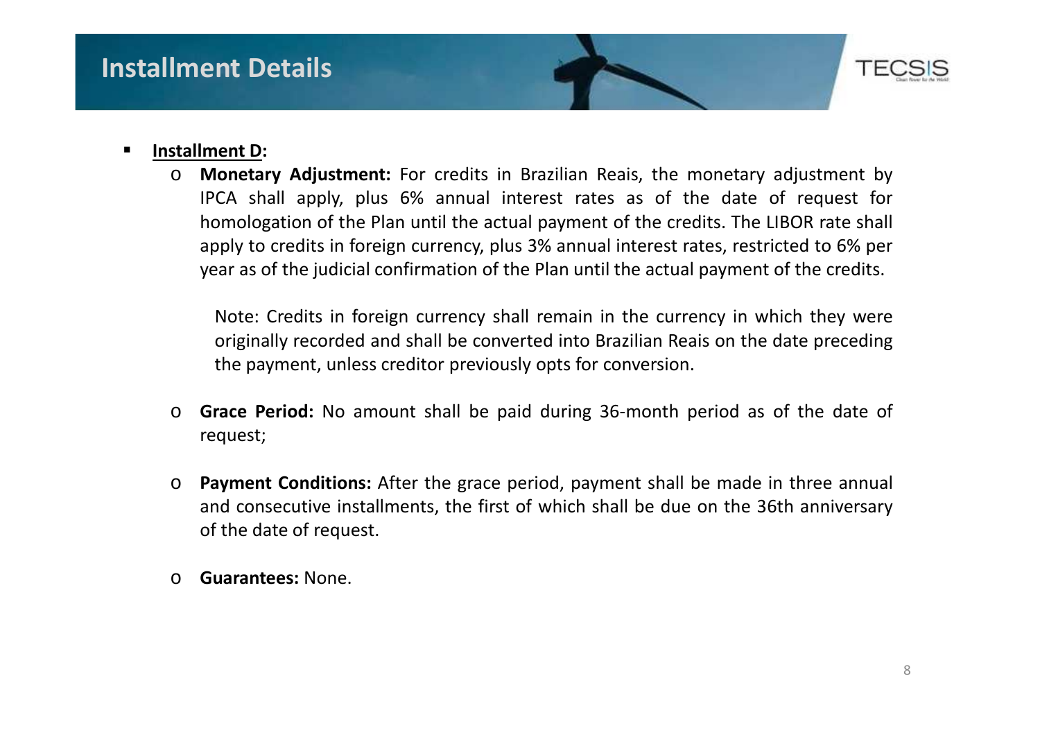# Installment Details

- **Installment D:**
  - **Monetary Adjustment:** For credits in Brazilian Reais, the monetary adjustment by IPCA shall apply, plus 6% annual interest rates as of the date of request for homologation of the Plan until the actual payment of the credits. The LIBOR rate shall apply to credits in foreign currency, plus 3% annual interest rates, restricted to 6% per year as of the judicial confirmation of the Plan until the actual payment of the credits.

    Note: Credits in foreign currency shall remain in the currency in which they were originally recorded and shall be converted into Brazilian Reais on the date preceding the payment, unless creditor previously opts for conversion.

  - **Grace Period:** No amount shall be paid during 36-month period as of the date of request;

  - **Payment Conditions:** After the grace period, payment shall be made in three annual and consecutive installments, the first of which shall be due on the 36th anniversary of the date of request.

  - **Guarantees:** None.